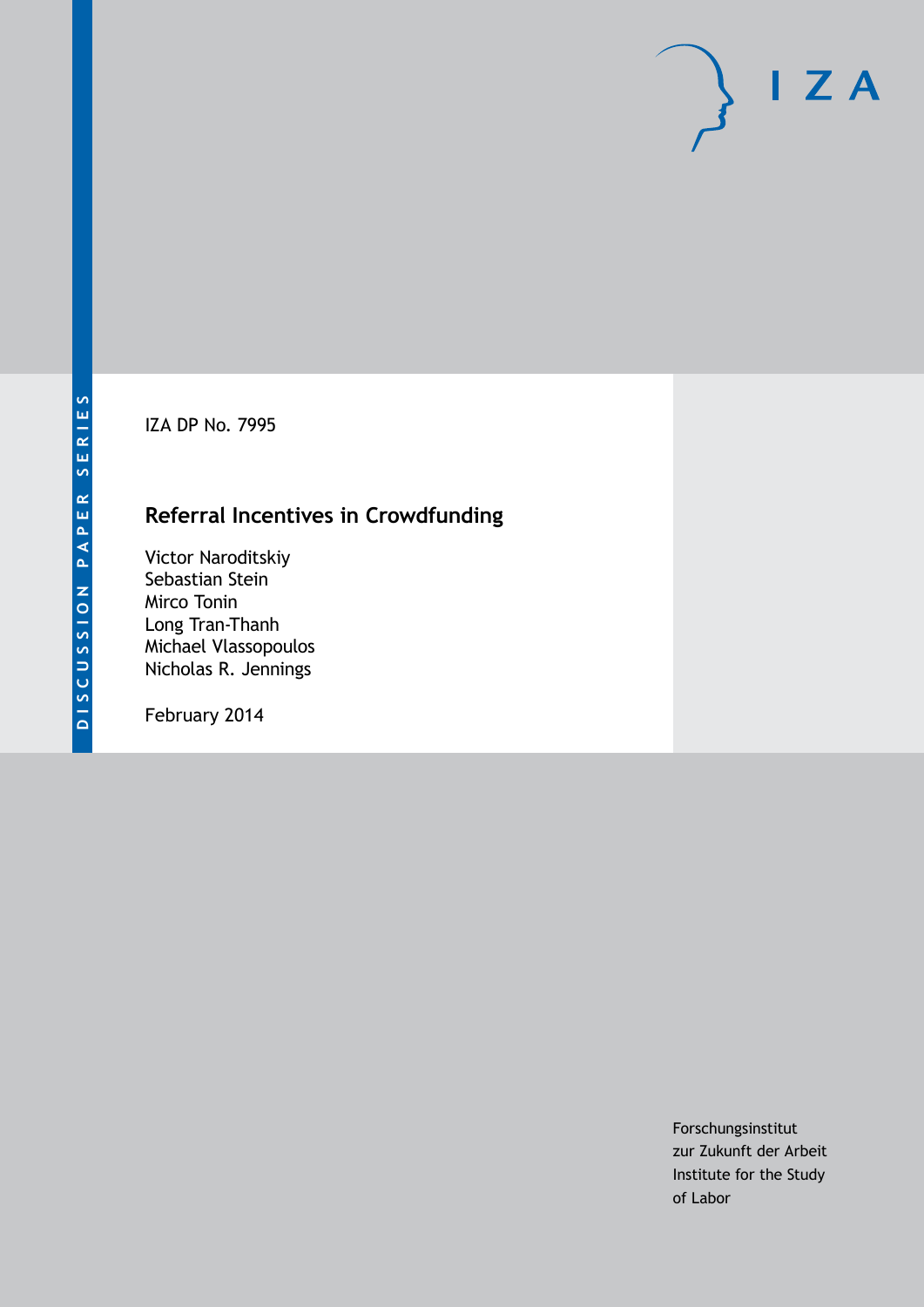DISCUSSION PAPER SERIES

IZA DP No. 7995

# Referral Incentives in Crowdfunding

Victor Naroditskiy
Sebastian Stein
Mirco Tonin
Long Tran-Thanh
Michael Vlassopoulos
Nicholas R. Jennings

February 2014

IZA

Forschungsinstitut
zur Zukunft der Arbeit
Institute for the Study
of Labor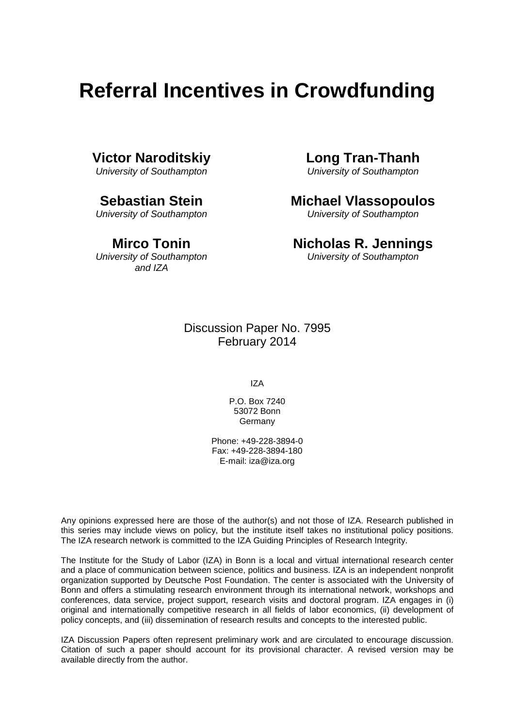# Referral Incentives in Crowdfunding

**Victor Naroditskiy**
*University of Southampton*

**Long Tran-Thanh**
*University of Southampton*

**Sebastian Stein**
*University of Southampton*

**Michael Vlassopoulos**
*University of Southampton*

**Mirco Tonin**
*University of Southampton and IZA*

**Nicholas R. Jennings**
*University of Southampton*

Discussion Paper No. 7995
February 2014

IZA

P.O. Box 7240
53072 Bonn
Germany

Phone: +49-228-3894-0
Fax: +49-228-3894-180
E-mail: iza@iza.org

Any opinions expressed here are those of the author(s) and not those of IZA. Research published in this series may include views on policy, but the institute itself takes no institutional policy positions. The IZA research network is committed to the IZA Guiding Principles of Research Integrity.

The Institute for the Study of Labor (IZA) in Bonn is a local and virtual international research center and a place of communication between science, politics and business. IZA is an independent nonprofit organization supported by Deutsche Post Foundation. The center is associated with the University of Bonn and offers a stimulating research environment through its international network, workshops and conferences, data service, project support, research visits and doctoral program. IZA engages in (i) original and internationally competitive research in all fields of labor economics, (ii) development of policy concepts, and (iii) dissemination of research results and concepts to the interested public.

IZA Discussion Papers often represent preliminary work and are circulated to encourage discussion. Citation of such a paper should account for its provisional character. A revised version may be available directly from the author.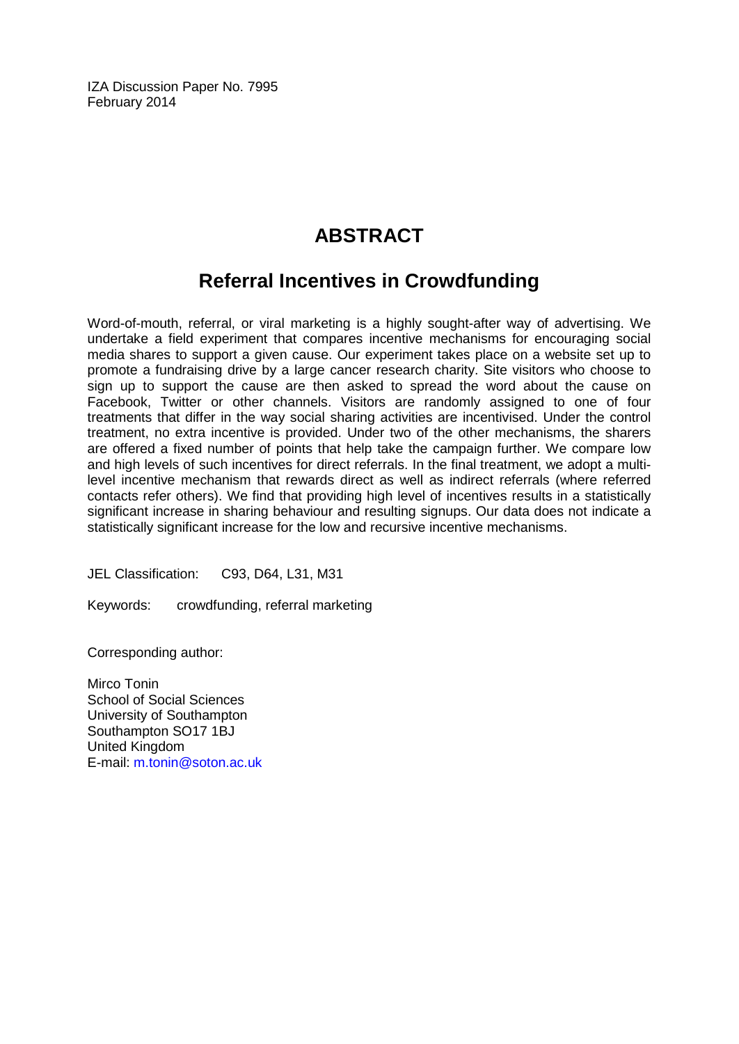IZA Discussion Paper No. 7995
February 2014

# ABSTRACT

## Referral Incentives in Crowdfunding

Word-of-mouth, referral, or viral marketing is a highly sought-after way of advertising. We undertake a field experiment that compares incentive mechanisms for encouraging social media shares to support a given cause. Our experiment takes place on a website set up to promote a fundraising drive by a large cancer research charity. Site visitors who choose to sign up to support the cause are then asked to spread the word about the cause on Facebook, Twitter or other channels. Visitors are randomly assigned to one of four treatments that differ in the way social sharing activities are incentivised. Under the control treatment, no extra incentive is provided. Under two of the other mechanisms, the sharers are offered a fixed number of points that help take the campaign further. We compare low and high levels of such incentives for direct referrals. In the final treatment, we adopt a multi-level incentive mechanism that rewards direct as well as indirect referrals (where referred contacts refer others). We find that providing high level of incentives results in a statistically significant increase in sharing behaviour and resulting signups. Our data does not indicate a statistically significant increase for the low and recursive incentive mechanisms.

JEL Classification: C93, D64, L31, M31

Keywords: crowdfunding, referral marketing

Corresponding author:

Mirco Tonin
School of Social Sciences
University of Southampton
Southampton SO17 1BJ
United Kingdom
E-mail: m.tonin@soton.ac.uk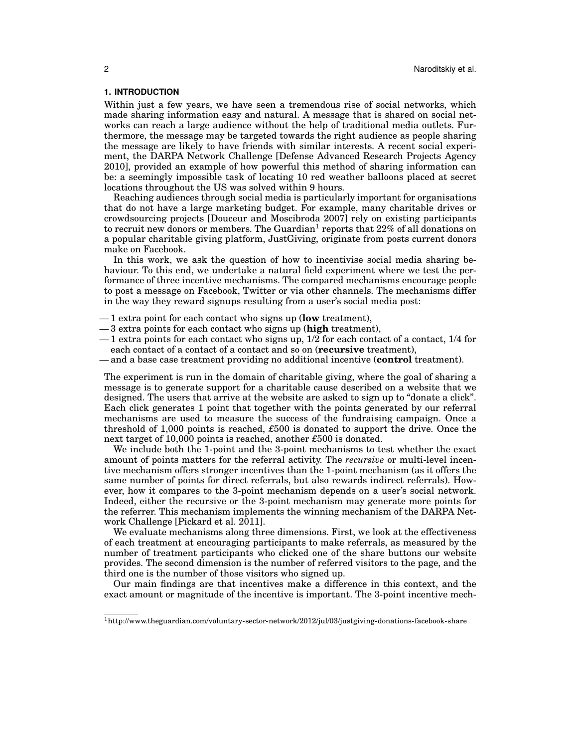## 1. INTRODUCTION

Within just a few years, we have seen a tremendous rise of social networks, which made sharing information easy and natural. A message that is shared on social networks can reach a large audience without the help of traditional media outlets. Furthermore, the message may be targeted towards the right audience as people sharing the message are likely to have friends with similar interests. A recent social experiment, the DARPA Network Challenge [Defense Advanced Research Projects Agency 2010], provided an example of how powerful this method of sharing information can be: a seemingly impossible task of locating 10 red weather balloons placed at secret locations throughout the US was solved within 9 hours.

Reaching audiences through social media is particularly important for organisations that do not have a large marketing budget. For example, many charitable drives or crowdsourcing projects [Douceur and Moscibroda 2007] rely on existing participants to recruit new donors or members. The Guardian[1] reports that 22% of all donations on a popular charitable giving platform, JustGiving, originate from posts current donors make on Facebook.

In this work, we ask the question of how to incentivise social media sharing behaviour. To this end, we undertake a natural field experiment where we test the performance of three incentive mechanisms. The compared mechanisms encourage people to post a message on Facebook, Twitter or via other channels. The mechanisms differ in the way they reward signups resulting from a user's social media post:

— 1 extra point for each contact who signs up (**low** treatment),
— 3 extra points for each contact who signs up (**high** treatment),
— 1 extra points for each contact who signs up, 1/2 for each contact of a contact, 1/4 for each contact of a contact of a contact and so on (**recursive** treatment),
— and a base case treatment providing no additional incentive (**control** treatment).

The experiment is run in the domain of charitable giving, where the goal of sharing a message is to generate support for a charitable cause described on a website that we designed. The users that arrive at the website are asked to sign up to "donate a click". Each click generates 1 point that together with the points generated by our referral mechanisms are used to measure the success of the fundraising campaign. Once a threshold of 1,000 points is reached, £500 is donated to support the drive. Once the next target of 10,000 points is reached, another £500 is donated.

We include both the 1-point and the 3-point mechanisms to test whether the exact amount of points matters for the referral activity. The *recursive* or multi-level incentive mechanism offers stronger incentives than the 1-point mechanism (as it offers the same number of points for direct referrals, but also rewards indirect referrals). However, how it compares to the 3-point mechanism depends on a user's social network. Indeed, either the recursive or the 3-point mechanism may generate more points for the referrer. This mechanism implements the winning mechanism of the DARPA Network Challenge [Pickard et al. 2011].

We evaluate mechanisms along three dimensions. First, we look at the effectiveness of each treatment at encouraging participants to make referrals, as measured by the number of treatment participants who clicked one of the share buttons our website provides. The second dimension is the number of referred visitors to the page, and the third one is the number of those visitors who signed up.

Our main findings are that incentives make a difference in this context, and the exact amount or magnitude of the incentive is important. The 3-point incentive mech-

[1] http://www.theguardian.com/voluntary-sector-network/2012/jul/03/justgiving-donations-facebook-share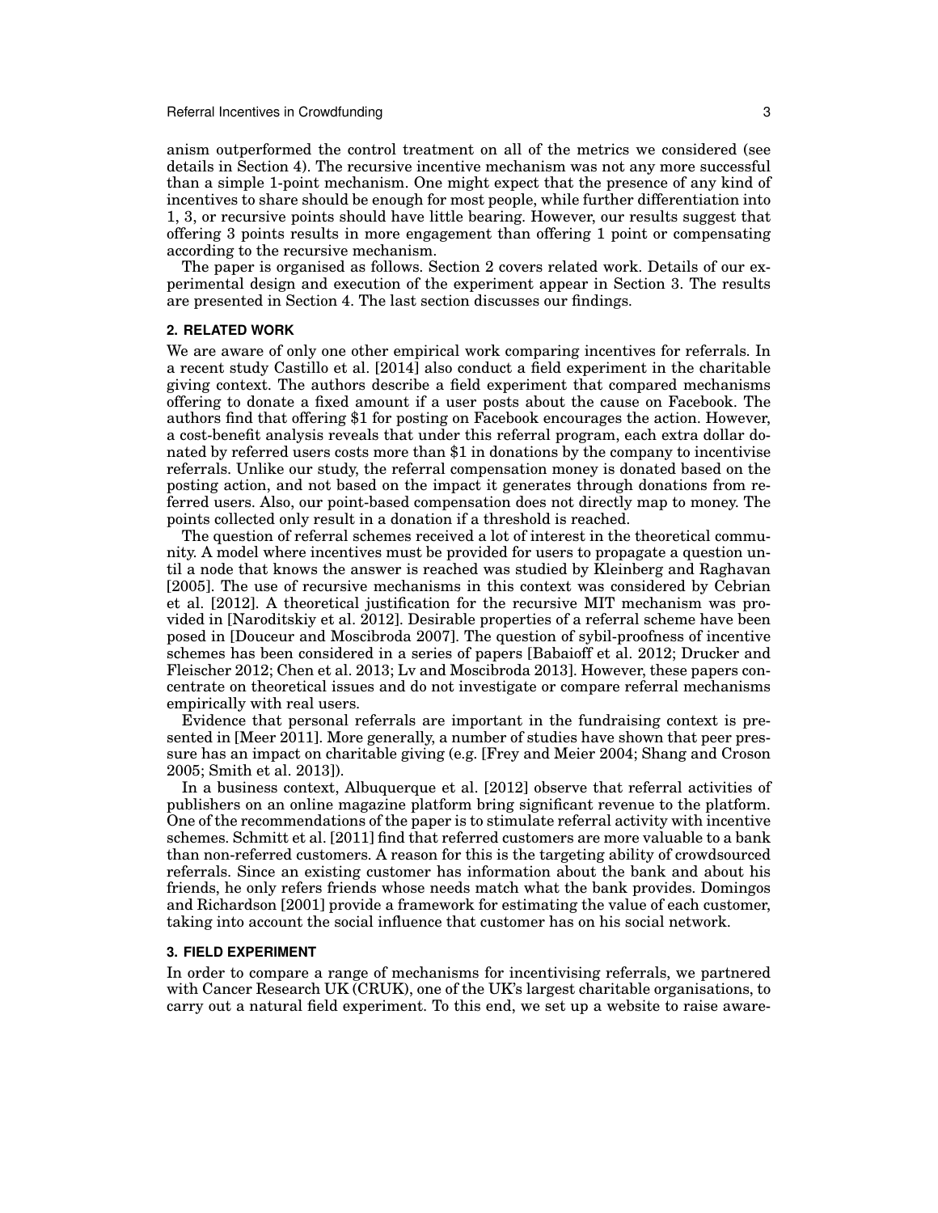anism outperformed the control treatment on all of the metrics we considered (see details in Section 4). The recursive incentive mechanism was not any more successful than a simple 1-point mechanism. One might expect that the presence of any kind of incentives to share should be enough for most people, while further differentiation into 1, 3, or recursive points should have little bearing. However, our results suggest that offering 3 points results in more engagement than offering 1 point or compensating according to the recursive mechanism.

The paper is organised as follows. Section 2 covers related work. Details of our experimental design and execution of the experiment appear in Section 3. The results are presented in Section 4. The last section discusses our findings.

## 2. RELATED WORK

We are aware of only one other empirical work comparing incentives for referrals. In a recent study Castillo et al. [2014] also conduct a field experiment in the charitable giving context. The authors describe a field experiment that compared mechanisms offering to donate a fixed amount if a user posts about the cause on Facebook. The authors find that offering $1 for posting on Facebook encourages the action. However, a cost-benefit analysis reveals that under this referral program, each extra dollar donated by referred users costs more than $1 in donations by the company to incentivise referrals. Unlike our study, the referral compensation money is donated based on the posting action, and not based on the impact it generates through donations from referred users. Also, our point-based compensation does not directly map to money. The points collected only result in a donation if a threshold is reached.

The question of referral schemes received a lot of interest in the theoretical community. A model where incentives must be provided for users to propagate a question until a node that knows the answer is reached was studied by Kleinberg and Raghavan [2005]. The use of recursive mechanisms in this context was considered by Cebrian et al. [2012]. A theoretical justification for the recursive MIT mechanism was provided in [Naroditskiy et al. 2012]. Desirable properties of a referral scheme have been posed in [Douceur and Moscibroda 2007]. The question of sybil-proofness of incentive schemes has been considered in a series of papers [Babaioff et al. 2012; Drucker and Fleischer 2012; Chen et al. 2013; Lv and Moscibroda 2013]. However, these papers concentrate on theoretical issues and do not investigate or compare referral mechanisms empirically with real users.

Evidence that personal referrals are important in the fundraising context is presented in [Meer 2011]. More generally, a number of studies have shown that peer pressure has an impact on charitable giving (e.g. [Frey and Meier 2004; Shang and Croson 2005; Smith et al. 2013]).

In a business context, Albuquerque et al. [2012] observe that referral activities of publishers on an online magazine platform bring significant revenue to the platform. One of the recommendations of the paper is to stimulate referral activity with incentive schemes. Schmitt et al. [2011] find that referred customers are more valuable to a bank than non-referred customers. A reason for this is the targeting ability of crowdsourced referrals. Since an existing customer has information about the bank and about his friends, he only refers friends whose needs match what the bank provides. Domingos and Richardson [2001] provide a framework for estimating the value of each customer, taking into account the social influence that customer has on his social network.

## 3. FIELD EXPERIMENT

In order to compare a range of mechanisms for incentivising referrals, we partnered with Cancer Research UK (CRUK), one of the UK's largest charitable organisations, to carry out a natural field experiment. To this end, we set up a website to raise aware-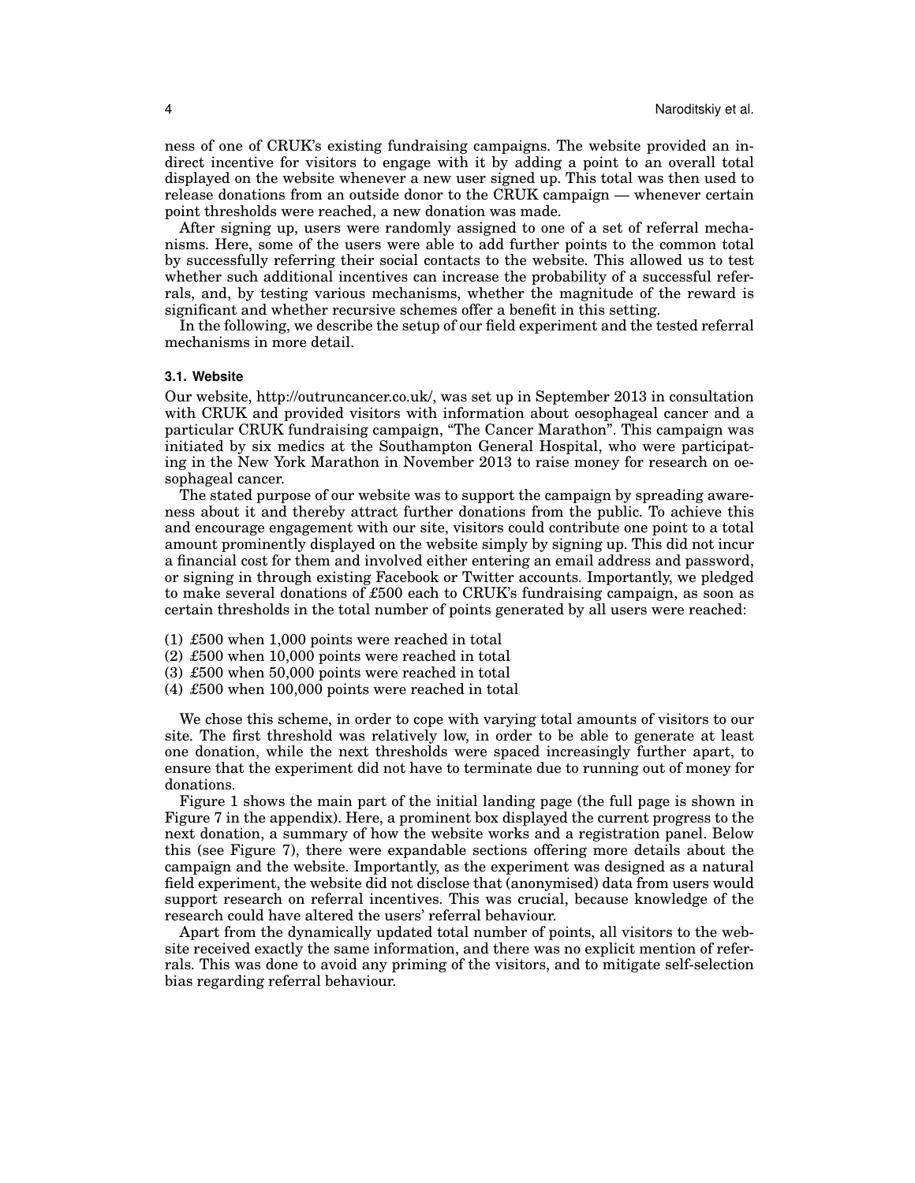ness of one of CRUK's existing fundraising campaigns. The website provided an indirect incentive for visitors to engage with it by adding a point to an overall total displayed on the website whenever a new user signed up. This total was then used to release donations from an outside donor to the CRUK campaign — whenever certain point thresholds were reached, a new donation was made.

After signing up, users were randomly assigned to one of a set of referral mechanisms. Here, some of the users were able to add further points to the common total by successfully referring their social contacts to the website. This allowed us to test whether such additional incentives can increase the probability of a successful referrals, and, by testing various mechanisms, whether the magnitude of the reward is significant and whether recursive schemes offer a benefit in this setting.

In the following, we describe the setup of our field experiment and the tested referral mechanisms in more detail.

### 3.1. Website

Our website, http://outruncancer.co.uk/, was set up in September 2013 in consultation with CRUK and provided visitors with information about oesophageal cancer and a particular CRUK fundraising campaign, "The Cancer Marathon". This campaign was initiated by six medics at the Southampton General Hospital, who were participating in the New York Marathon in November 2013 to raise money for research on oesophageal cancer.

The stated purpose of our website was to support the campaign by spreading awareness about it and thereby attract further donations from the public. To achieve this and encourage engagement with our site, visitors could contribute one point to a total amount prominently displayed on the website simply by signing up. This did not incur a financial cost for them and involved either entering an email address and password, or signing in through existing Facebook or Twitter accounts. Importantly, we pledged to make several donations of £500 each to CRUK's fundraising campaign, as soon as certain thresholds in the total number of points generated by all users were reached:

(1) £500 when 1,000 points were reached in total
(2) £500 when 10,000 points were reached in total
(3) £500 when 50,000 points were reached in total
(4) £500 when 100,000 points were reached in total

We chose this scheme, in order to cope with varying total amounts of visitors to our site. The first threshold was relatively low, in order to be able to generate at least one donation, while the next thresholds were spaced increasingly further apart, to ensure that the experiment did not have to terminate due to running out of money for donations.

Figure 1 shows the main part of the initial landing page (the full page is shown in Figure 7 in the appendix). Here, a prominent box displayed the current progress to the next donation, a summary of how the website works and a registration panel. Below this (see Figure 7), there were expandable sections offering more details about the campaign and the website. Importantly, as the experiment was designed as a natural field experiment, the website did not disclose that (anonymised) data from users would support research on referral incentives. This was crucial, because knowledge of the research could have altered the users' referral behaviour.

Apart from the dynamically updated total number of points, all visitors to the website received exactly the same information, and there was no explicit mention of referrals. This was done to avoid any priming of the visitors, and to mitigate self-selection bias regarding referral behaviour.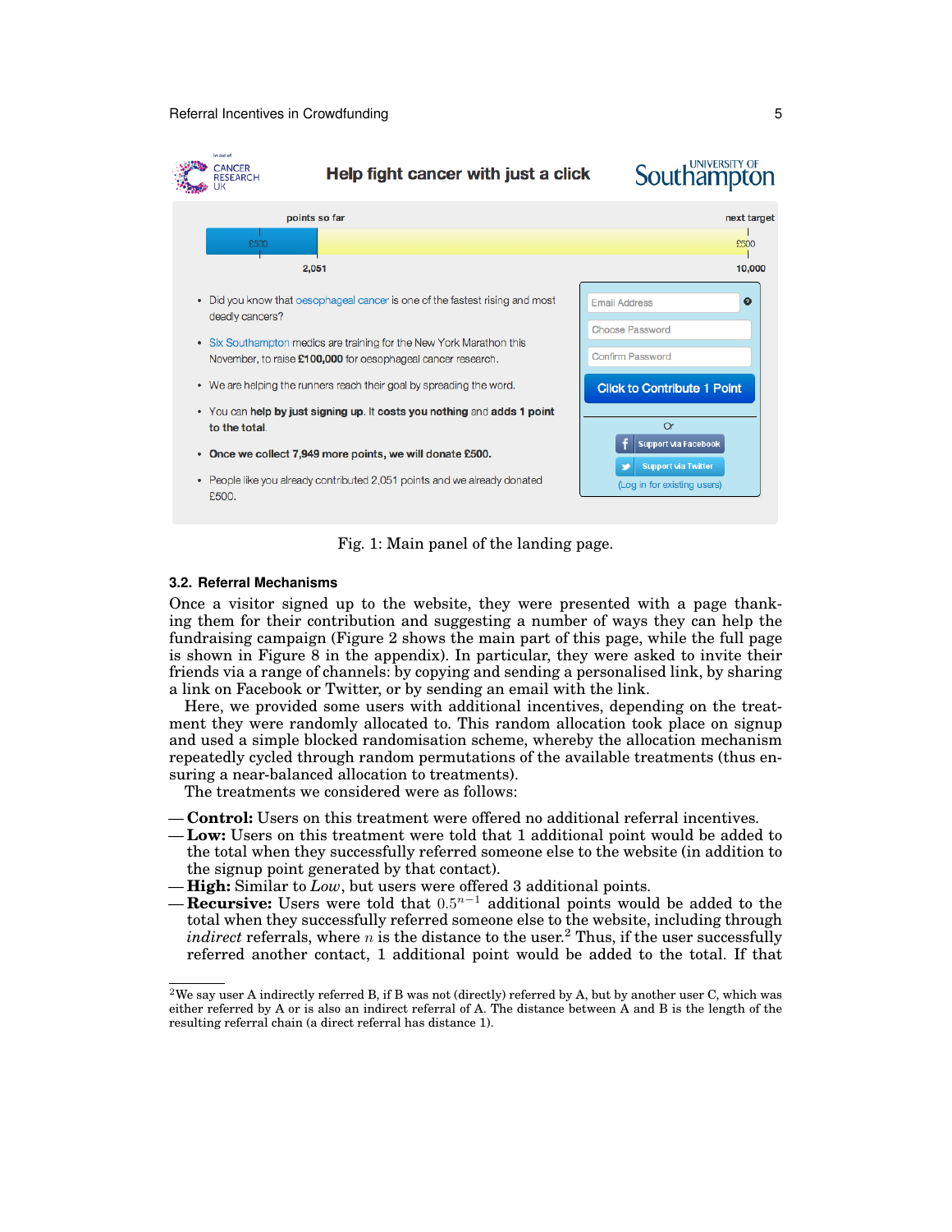Fig. 1: Main panel of the landing page.

### 3.2. Referral Mechanisms

Once a visitor signed up to the website, they were presented with a page thanking them for their contribution and suggesting a number of ways they can help the fundraising campaign (Figure 2 shows the main part of this page, while the full page is shown in Figure 8 in the appendix). In particular, they were asked to invite their friends via a range of channels: by copying and sending a personalised link, by sharing a link on Facebook or Twitter, or by sending an email with the link.

Here, we provided some users with additional incentives, depending on the treatment they were randomly allocated to. This random allocation took place on signup and used a simple blocked randomisation scheme, whereby the allocation mechanism repeatedly cycled through random permutations of the available treatments (thus ensuring a near-balanced allocation to treatments).

The treatments we considered were as follows:

— **Control:** Users on this treatment were offered no additional referral incentives.
— **Low:** Users on this treatment were told that 1 additional point would be added to the total when they successfully referred someone else to the website (in addition to the signup point generated by that contact).
— **High:** Similar to *Low*, but users were offered 3 additional points.
— **Recursive:** Users were told that $0.5^{n-1}$ additional points would be added to the total when they successfully referred someone else to the website, including through *indirect* referrals, where $n$ is the distance to the user.[2] Thus, if the user successfully referred another contact, 1 additional point would be added to the total. If that

[2]We say user A indirectly referred B, if B was not (directly) referred by A, but by another user C, which was either referred by A or is also an indirect referral of A. The distance between A and B is the length of the resulting referral chain (a direct referral has distance 1).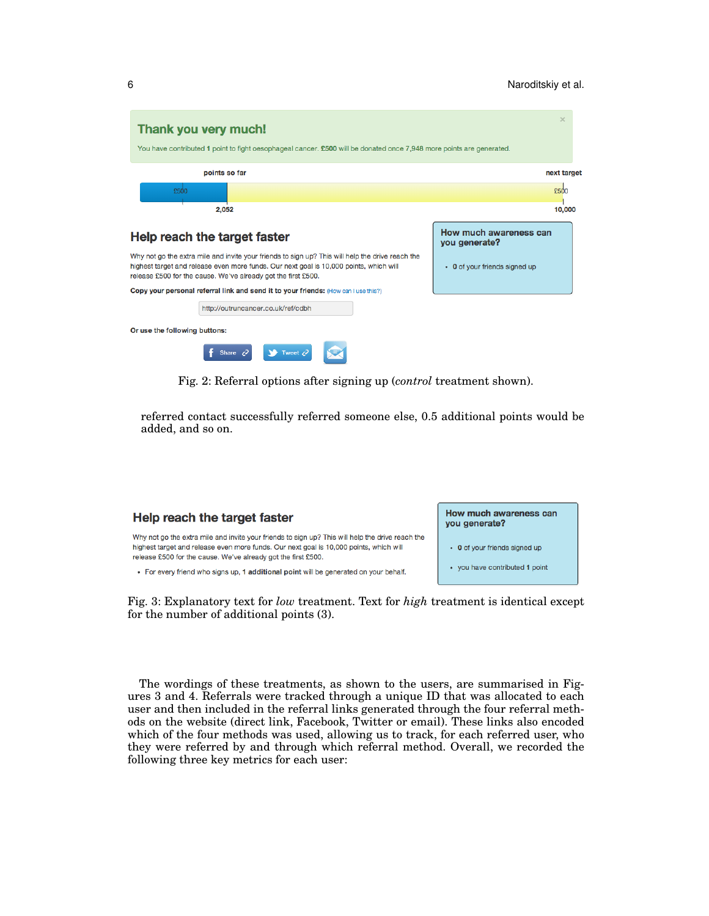Fig. 2: Referral options after signing up (*control* treatment shown).

referred contact successfully referred someone else, 0.5 additional points would be added, and so on.

Fig. 3: Explanatory text for *low* treatment. Text for *high* treatment is identical except for the number of additional points (3).

The wordings of these treatments, as shown to the users, are summarised in Figures 3 and 4. Referrals were tracked through a unique ID that was allocated to each user and then included in the referral links generated through the four referral methods on the website (direct link, Facebook, Twitter or email). These links also encoded which of the four methods was used, allowing us to track, for each referred user, who they were referred by and through which referral method. Overall, we recorded the following three key metrics for each user: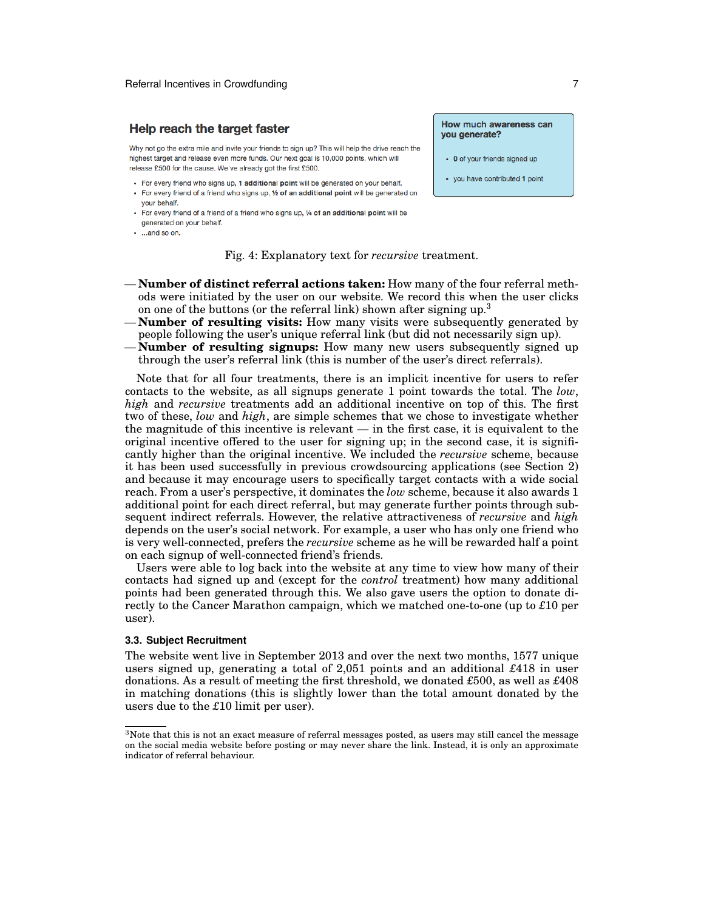## Help reach the target faster

Why not go the extra mile and invite your friends to sign up? This will help the drive reach the highest target and release even more funds. Our next goal is 10,000 points, which will release £500 for the cause. We've already got the first £500.

- For every friend who signs up, **1 additional point** will be generated on your behalf.
- For every friend of a friend who signs up, **½ of an additional point** will be generated on your behalf.
- For every friend of a friend of a friend who signs up, **¼ of an additional point** will be generated on your behalf.
- ...and so on.

**How much awareness can you generate?**

- **0** of your friends signed up
- you have contributed **1** point

Fig. 4: Explanatory text for *recursive* treatment.

— **Number of distinct referral actions taken:** How many of the four referral methods were initiated by the user on our website. We record this when the user clicks on one of the buttons (or the referral link) shown after signing up.[3]

— **Number of resulting visits:** How many visits were subsequently generated by people following the user's unique referral link (but did not necessarily sign up).

— **Number of resulting signups:** How many new users subsequently signed up through the user's referral link (this is number of the user's direct referrals).

Note that for all four treatments, there is an implicit incentive for users to refer contacts to the website, as all signups generate 1 point towards the total. The *low*, *high* and *recursive* treatments add an additional incentive on top of this. The first two of these, *low* and *high*, are simple schemes that we chose to investigate whether the magnitude of this incentive is relevant — in the first case, it is equivalent to the original incentive offered to the user for signing up; in the second case, it is significantly higher than the original incentive. We included the *recursive* scheme, because it has been used successfully in previous crowdsourcing applications (see Section 2) and because it may encourage users to specifically target contacts with a wide social reach. From a user's perspective, it dominates the *low* scheme, because it also awards 1 additional point for each direct referral, but may generate further points through subsequent indirect referrals. However, the relative attractiveness of *recursive* and *high* depends on the user's social network. For example, a user who has only one friend who is very well-connected, prefers the *recursive* scheme as he will be rewarded half a point on each signup of well-connected friend's friends.

Users were able to log back into the website at any time to view how many of their contacts had signed up and (except for the *control* treatment) how many additional points had been generated through this. We also gave users the option to donate directly to the Cancer Marathon campaign, which we matched one-to-one (up to £10 per user).

### 3.3. Subject Recruitment

The website went live in September 2013 and over the next two months, 1577 unique users signed up, generating a total of 2,051 points and an additional £418 in user donations. As a result of meeting the first threshold, we donated £500, as well as £408 in matching donations (this is slightly lower than the total amount donated by the users due to the £10 limit per user).

[3]Note that this is not an exact measure of referral messages posted, as users may still cancel the message on the social media website before posting or may never share the link. Instead, it is only an approximate indicator of referral behaviour.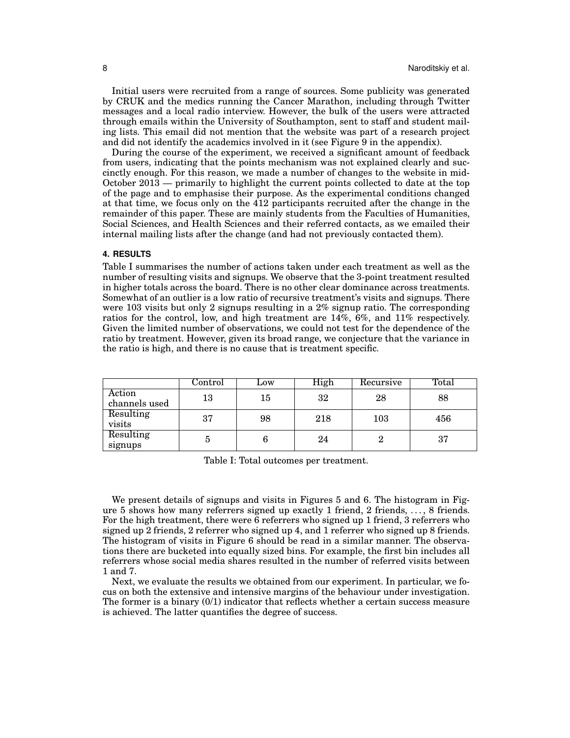Initial users were recruited from a range of sources. Some publicity was generated by CRUK and the medics running the Cancer Marathon, including through Twitter messages and a local radio interview. However, the bulk of the users were attracted through emails within the University of Southampton, sent to staff and student mailing lists. This email did not mention that the website was part of a research project and did not identify the academics involved in it (see Figure 9 in the appendix).

During the course of the experiment, we received a significant amount of feedback from users, indicating that the points mechanism was not explained clearly and succinctly enough. For this reason, we made a number of changes to the website in mid-October 2013 — primarily to highlight the current points collected to date at the top of the page and to emphasise their purpose. As the experimental conditions changed at that time, we focus only on the 412 participants recruited after the change in the remainder of this paper. These are mainly students from the Faculties of Humanities, Social Sciences, and Health Sciences and their referred contacts, as we emailed their internal mailing lists after the change (and had not previously contacted them).

## 4. RESULTS

Table I summarises the number of actions taken under each treatment as well as the number of resulting visits and signups. We observe that the 3-point treatment resulted in higher totals across the board. There is no other clear dominance across treatments. Somewhat of an outlier is a low ratio of recursive treatment's visits and signups. There were 103 visits but only 2 signups resulting in a 2% signup ratio. The corresponding ratios for the control, low, and high treatment are 14%, 6%, and 11% respectively. Given the limited number of observations, we could not test for the dependence of the ratio by treatment. However, given its broad range, we conjecture that the variance in the ratio is high, and there is no cause that is treatment specific.

| | Control | Low | High | Recursive | Total |
|---|---|---|---|---|---|
| Action channels used | 13 | 15 | 32 | 28 | 88 |
| Resulting visits | 37 | 98 | 218 | 103 | 456 |
| Resulting signups | 5 | 6 | 24 | 2 | 37 |

Table I: Total outcomes per treatment.

We present details of signups and visits in Figures 5 and 6. The histogram in Figure 5 shows how many referrers signed up exactly 1 friend, 2 friends, ..., 8 friends. For the high treatment, there were 6 referrers who signed up 1 friend, 3 referrers who signed up 2 friends, 2 referrer who signed up 4, and 1 referrer who signed up 8 friends. The histogram of visits in Figure 6 should be read in a similar manner. The observations there are bucketed into equally sized bins. For example, the first bin includes all referrers whose social media shares resulted in the number of referred visits between 1 and 7.

Next, we evaluate the results we obtained from our experiment. In particular, we focus on both the extensive and intensive margins of the behaviour under investigation. The former is a binary (0/1) indicator that reflects whether a certain success measure is achieved. The latter quantifies the degree of success.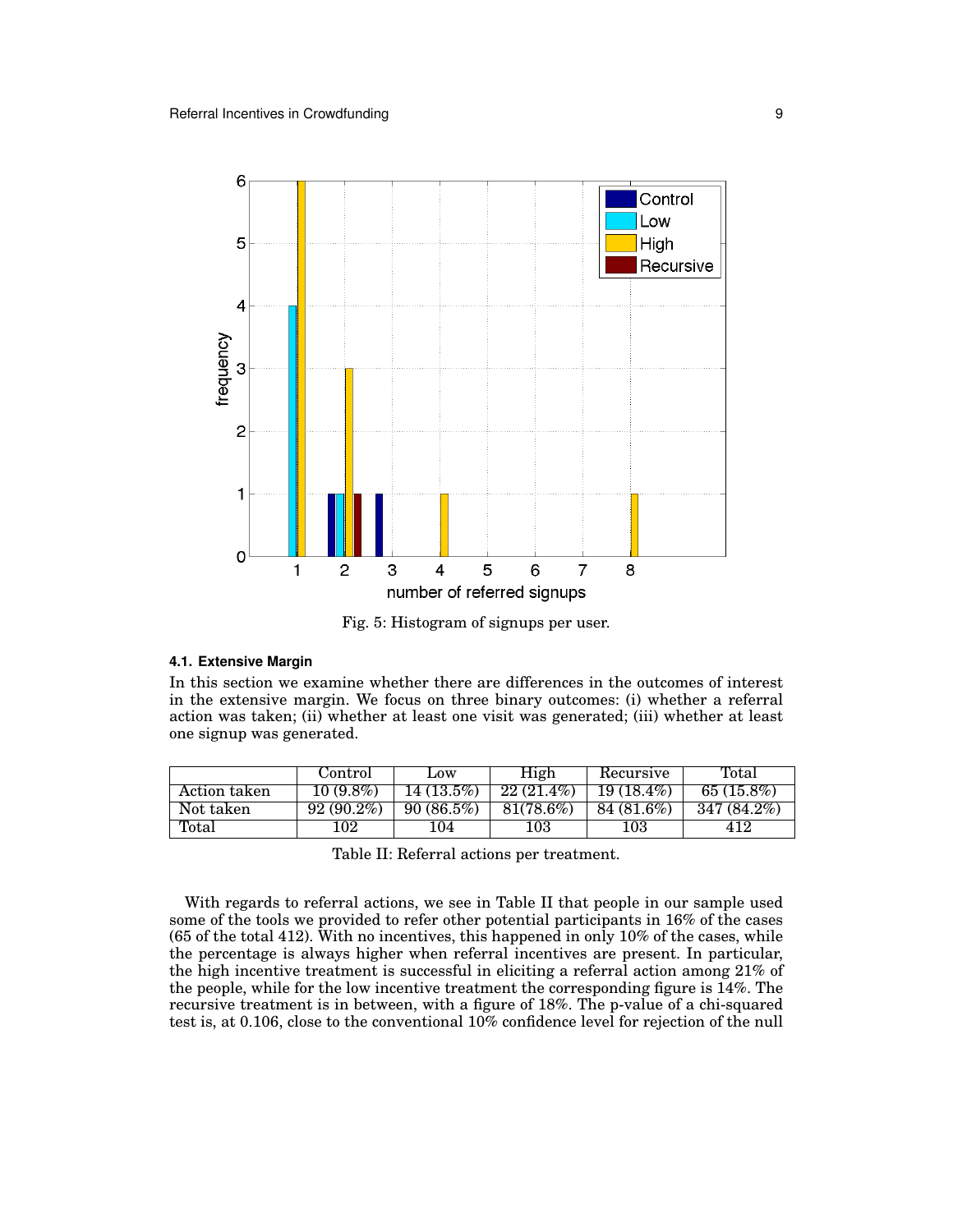Fig. 5: Histogram of signups per user.

### 4.1. Extensive Margin

In this section we examine whether there are differences in the outcomes of interest in the extensive margin. We focus on three binary outcomes: (i) whether a referral action was taken; (ii) whether at least one visit was generated; (iii) whether at least one signup was generated.

| | Control | Low | High | Recursive | Total |
|---|---|---|---|---|---|
| Action taken | 10 (9.8%) | 14 (13.5%) | 22 (21.4%) | 19 (18.4%) | 65 (15.8%) |
| Not taken | 92 (90.2%) | 90 (86.5%) | 81(78.6%) | 84 (81.6%) | 347 (84.2%) |
| Total | 102 | 104 | 103 | 103 | 412 |

Table II: Referral actions per treatment.

With regards to referral actions, we see in Table II that people in our sample used some of the tools we provided to refer other potential participants in 16% of the cases (65 of the total 412). With no incentives, this happened in only 10% of the cases, while the percentage is always higher when referral incentives are present. In particular, the high incentive treatment is successful in eliciting a referral action among 21% of the people, while for the low incentive treatment the corresponding figure is 14%. The recursive treatment is in between, with a figure of 18%. The p-value of a chi-squared test is, at 0.106, close to the conventional 10% confidence level for rejection of the null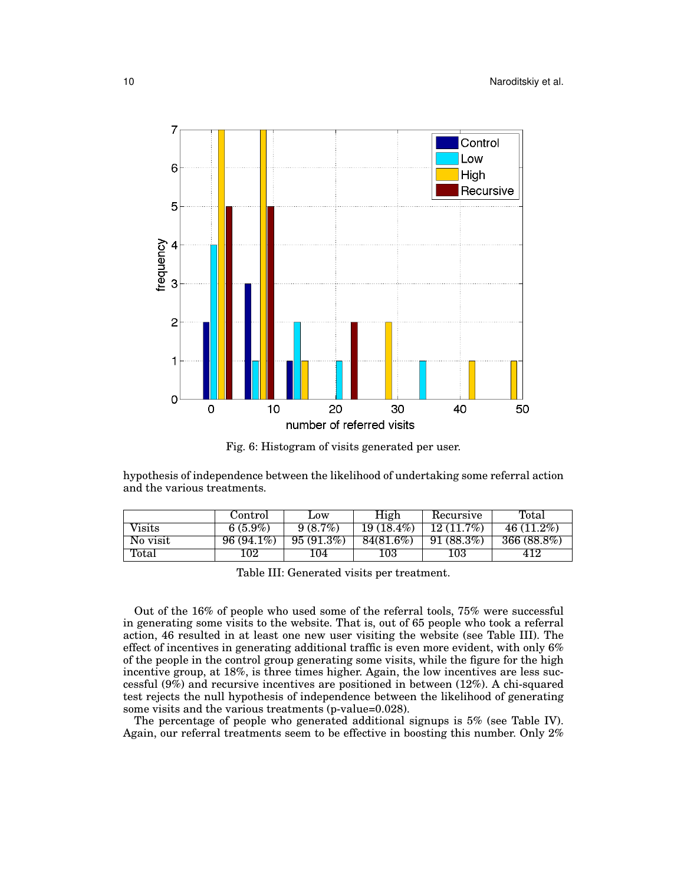Fig. 6: Histogram of visits generated per user.

hypothesis of independence between the likelihood of undertaking some referral action and the various treatments.

| | Control | Low | High | Recursive | Total |
|---|---|---|---|---|---|
| Visits | 6 (5.9%) | 9 (8.7%) | 19 (18.4%) | 12 (11.7%) | 46 (11.2%) |
| No visit | 96 (94.1%) | 95 (91.3%) | 84(81.6%) | 91 (88.3%) | 366 (88.8%) |
| Total | 102 | 104 | 103 | 103 | 412 |

Table III: Generated visits per treatment.

Out of the 16% of people who used some of the referral tools, 75% were successful in generating some visits to the website. That is, out of 65 people who took a referral action, 46 resulted in at least one new user visiting the website (see Table III). The effect of incentives in generating additional traffic is even more evident, with only 6% of the people in the control group generating some visits, while the figure for the high incentive group, at 18%, is three times higher. Again, the low incentives are less successful (9%) and recursive incentives are positioned in between (12%). A chi-squared test rejects the null hypothesis of independence between the likelihood of generating some visits and the various treatments (p-value=0.028).

The percentage of people who generated additional signups is 5% (see Table IV). Again, our referral treatments seem to be effective in boosting this number. Only 2%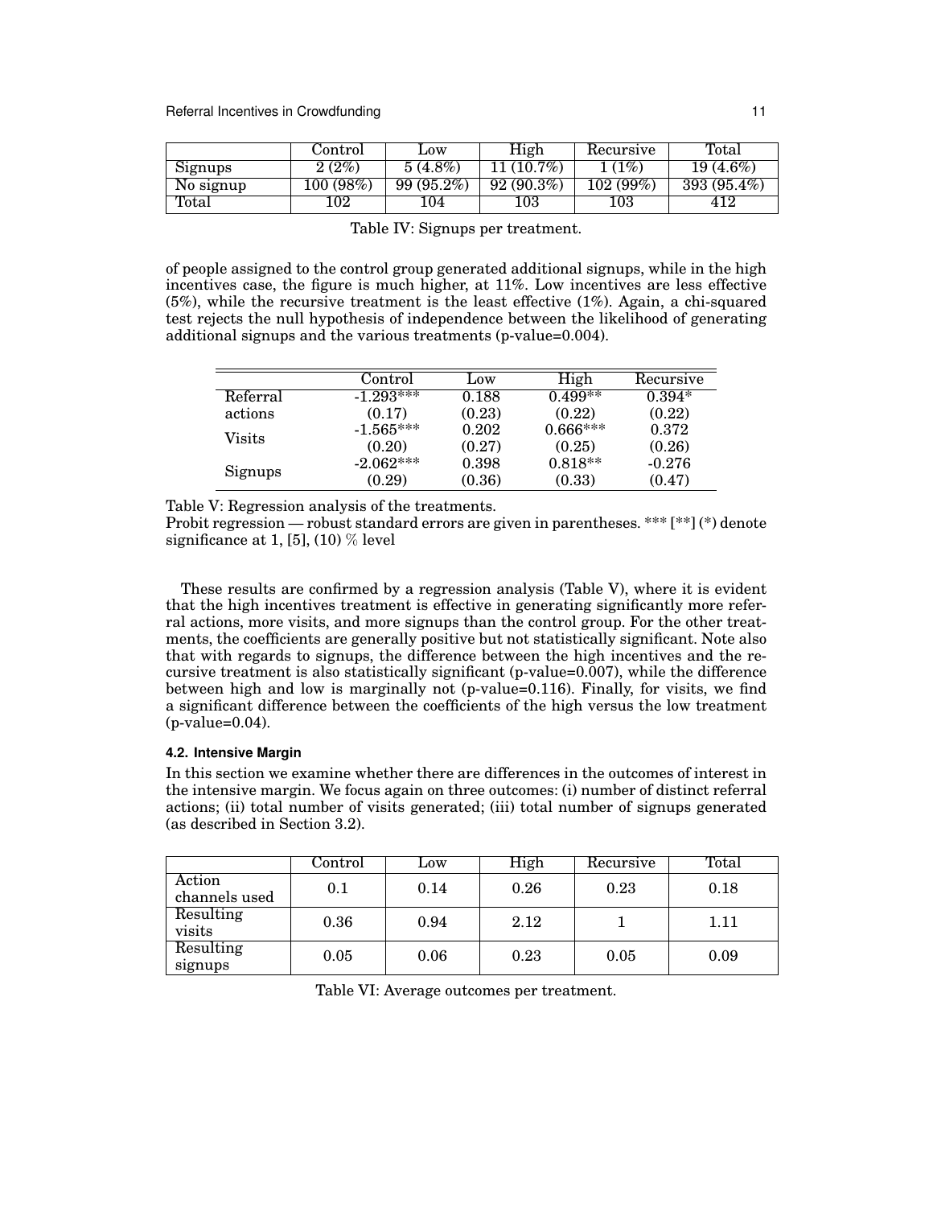|  | Control | Low | High | Recursive | Total |
|---|---|---|---|---|---|
| Signups | 2 (2%) | 5 (4.8%) | 11 (10.7%) | 1 (1%) | 19 (4.6%) |
| No signup | 100 (98%) | 99 (95.2%) | 92 (90.3%) | 102 (99%) | 393 (95.4%) |
| Total | 102 | 104 | 103 | 103 | 412 |

Table IV: Signups per treatment.

of people assigned to the control group generated additional signups, while in the high incentives case, the figure is much higher, at 11%. Low incentives are less effective (5%), while the recursive treatment is the least effective (1%). Again, a chi-squared test rejects the null hypothesis of independence between the likelihood of generating additional signups and the various treatments (p-value=0.004).

|  | Control | Low | High | Recursive |
|---|---|---|---|---|
| Referral | -1.293*** | 0.188 | 0.499** | 0.394* |
| actions | (0.17) | (0.23) | (0.22) | (0.22) |
| Visits | -1.565*** | 0.202 | 0.666*** | 0.372 |
|  | (0.20) | (0.27) | (0.25) | (0.26) |
| Signups | -2.062*** | 0.398 | 0.818** | -0.276 |
|  | (0.29) | (0.36) | (0.33) | (0.47) |

Table V: Regression analysis of the treatments.
Probit regression — robust standard errors are given in parentheses. *** [**] (*) denote significance at 1, [5], (10) % level

These results are confirmed by a regression analysis (Table V), where it is evident that the high incentives treatment is effective in generating significantly more referral actions, more visits, and more signups than the control group. For the other treatments, the coefficients are generally positive but not statistically significant. Note also that with regards to signups, the difference between the high incentives and the recursive treatment is also statistically significant (p-value=0.007), while the difference between high and low is marginally not (p-value=0.116). Finally, for visits, we find a significant difference between the coefficients of the high versus the low treatment (p-value=0.04).

### 4.2. Intensive Margin

In this section we examine whether there are differences in the outcomes of interest in the intensive margin. We focus again on three outcomes: (i) number of distinct referral actions; (ii) total number of visits generated; (iii) total number of signups generated (as described in Section 3.2).

|  | Control | Low | High | Recursive | Total |
|---|---|---|---|---|---|
| Action channels used | 0.1 | 0.14 | 0.26 | 0.23 | 0.18 |
| Resulting visits | 0.36 | 0.94 | 2.12 | 1 | 1.11 |
| Resulting signups | 0.05 | 0.06 | 0.23 | 0.05 | 0.09 |

Table VI: Average outcomes per treatment.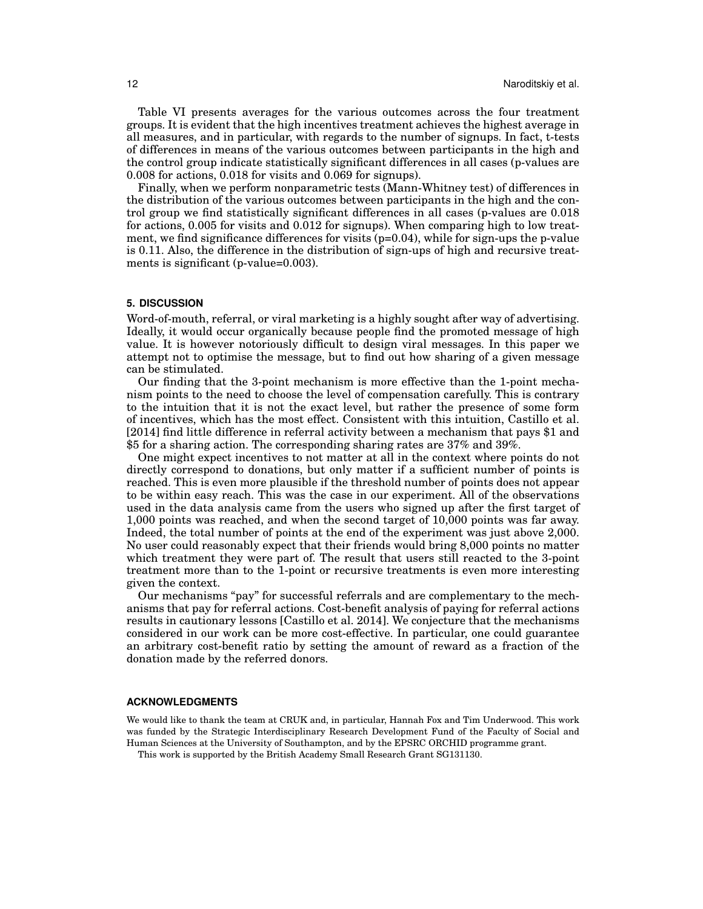Table VI presents averages for the various outcomes across the four treatment groups. It is evident that the high incentives treatment achieves the highest average in all measures, and in particular, with regards to the number of signups. In fact, t-tests of differences in means of the various outcomes between participants in the high and the control group indicate statistically significant differences in all cases (p-values are 0.008 for actions, 0.018 for visits and 0.069 for signups).

Finally, when we perform nonparametric tests (Mann-Whitney test) of differences in the distribution of the various outcomes between participants in the high and the control group we find statistically significant differences in all cases (p-values are 0.018 for actions, 0.005 for visits and 0.012 for signups). When comparing high to low treatment, we find significance differences for visits (p=0.04), while for sign-ups the p-value is 0.11. Also, the difference in the distribution of sign-ups of high and recursive treatments is significant (p-value=0.003).

## 5. DISCUSSION

Word-of-mouth, referral, or viral marketing is a highly sought after way of advertising. Ideally, it would occur organically because people find the promoted message of high value. It is however notoriously difficult to design viral messages. In this paper we attempt not to optimise the message, but to find out how sharing of a given message can be stimulated.

Our finding that the 3-point mechanism is more effective than the 1-point mechanism points to the need to choose the level of compensation carefully. This is contrary to the intuition that it is not the exact level, but rather the presence of some form of incentives, which has the most effect. Consistent with this intuition, Castillo et al. [2014] find little difference in referral activity between a mechanism that pays $1 and $5 for a sharing action. The corresponding sharing rates are 37% and 39%.

One might expect incentives to not matter at all in the context where points do not directly correspond to donations, but only matter if a sufficient number of points is reached. This is even more plausible if the threshold number of points does not appear to be within easy reach. This was the case in our experiment. All of the observations used in the data analysis came from the users who signed up after the first target of 1,000 points was reached, and when the second target of 10,000 points was far away. Indeed, the total number of points at the end of the experiment was just above 2,000. No user could reasonably expect that their friends would bring 8,000 points no matter which treatment they were part of. The result that users still reacted to the 3-point treatment more than to the 1-point or recursive treatments is even more interesting given the context.

Our mechanisms "pay" for successful referrals and are complementary to the mechanisms that pay for referral actions. Cost-benefit analysis of paying for referral actions results in cautionary lessons [Castillo et al. 2014]. We conjecture that the mechanisms considered in our work can be more cost-effective. In particular, one could guarantee an arbitrary cost-benefit ratio by setting the amount of reward as a fraction of the donation made by the referred donors.

## ACKNOWLEDGMENTS

We would like to thank the team at CRUK and, in particular, Hannah Fox and Tim Underwood. This work was funded by the Strategic Interdisciplinary Research Development Fund of the Faculty of Social and Human Sciences at the University of Southampton, and by the EPSRC ORCHID programme grant.

This work is supported by the British Academy Small Research Grant SG131130.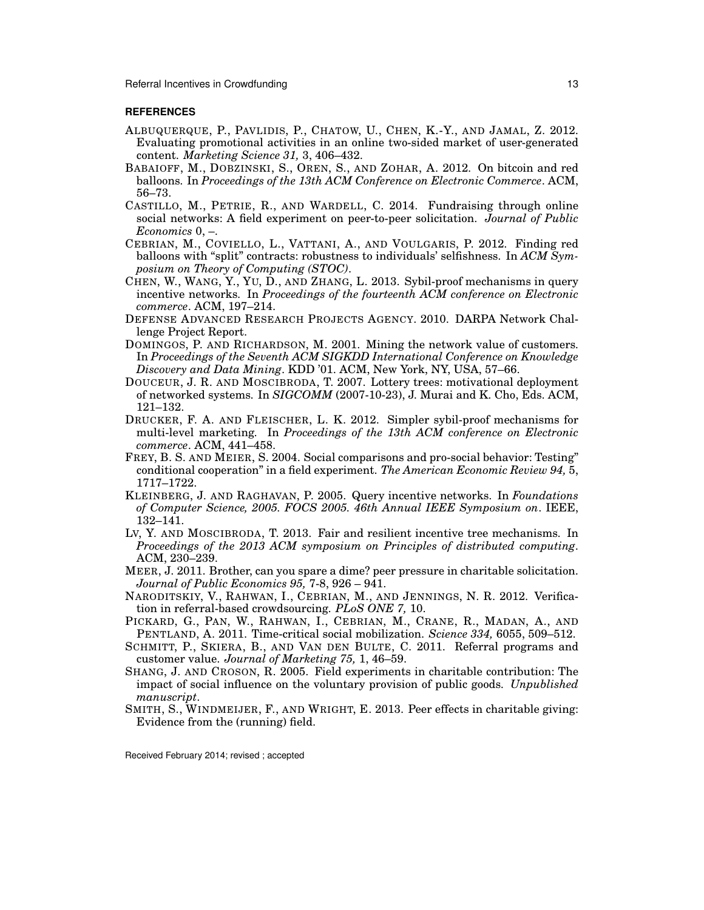### REFERENCES

ALBUQUERQUE, P., PAVLIDIS, P., CHATOW, U., CHEN, K.-Y., AND JAMAL, Z. 2012. Evaluating promotional activities in an online two-sided market of user-generated content. *Marketing Science 31,* 3, 406–432.

BABAIOFF, M., DOBZINSKI, S., OREN, S., AND ZOHAR, A. 2012. On bitcoin and red balloons. In *Proceedings of the 13th ACM Conference on Electronic Commerce*. ACM, 56–73.

CASTILLO, M., PETRIE, R., AND WARDELL, C. 2014. Fundraising through online social networks: A field experiment on peer-to-peer solicitation. *Journal of Public Economics* 0, –.

CEBRIAN, M., COVIELLO, L., VATTANI, A., AND VOULGARIS, P. 2012. Finding red balloons with "split" contracts: robustness to individuals' selfishness. In *ACM Symposium on Theory of Computing (STOC)*.

CHEN, W., WANG, Y., YU, D., AND ZHANG, L. 2013. Sybil-proof mechanisms in query incentive networks. In *Proceedings of the fourteenth ACM conference on Electronic commerce*. ACM, 197–214.

DEFENSE ADVANCED RESEARCH PROJECTS AGENCY. 2010. DARPA Network Challenge Project Report.

DOMINGOS, P. AND RICHARDSON, M. 2001. Mining the network value of customers. In *Proceedings of the Seventh ACM SIGKDD International Conference on Knowledge Discovery and Data Mining*. KDD '01. ACM, New York, NY, USA, 57–66.

DOUCEUR, J. R. AND MOSCIBRODA, T. 2007. Lottery trees: motivational deployment of networked systems. In *SIGCOMM* (2007-10-23), J. Murai and K. Cho, Eds. ACM, 121–132.

DRUCKER, F. A. AND FLEISCHER, L. K. 2012. Simpler sybil-proof mechanisms for multi-level marketing. In *Proceedings of the 13th ACM conference on Electronic commerce*. ACM, 441–458.

FREY, B. S. AND MEIER, S. 2004. Social comparisons and pro-social behavior: Testing" conditional cooperation" in a field experiment. *The American Economic Review 94,* 5, 1717–1722.

KLEINBERG, J. AND RAGHAVAN, P. 2005. Query incentive networks. In *Foundations of Computer Science, 2005. FOCS 2005. 46th Annual IEEE Symposium on*. IEEE, 132–141.

LV, Y. AND MOSCIBRODA, T. 2013. Fair and resilient incentive tree mechanisms. In *Proceedings of the 2013 ACM symposium on Principles of distributed computing*. ACM, 230–239.

MEER, J. 2011. Brother, can you spare a dime? peer pressure in charitable solicitation. *Journal of Public Economics 95,* 7-8, 926 – 941.

NARODITSKIY, V., RAHWAN, I., CEBRIAN, M., AND JENNINGS, N. R. 2012. Verification in referral-based crowdsourcing. *PLoS ONE 7,* 10.

PICKARD, G., PAN, W., RAHWAN, I., CEBRIAN, M., CRANE, R., MADAN, A., AND PENTLAND, A. 2011. Time-critical social mobilization. *Science 334,* 6055, 509–512.

SCHMITT, P., SKIERA, B., AND VAN DEN BULTE, C. 2011. Referral programs and customer value. *Journal of Marketing 75,* 1, 46–59.

SHANG, J. AND CROSON, R. 2005. Field experiments in charitable contribution: The impact of social influence on the voluntary provision of public goods. *Unpublished manuscript*.

SMITH, S., WINDMEIJER, F., AND WRIGHT, E. 2013. Peer effects in charitable giving: Evidence from the (running) field.

Received February 2014; revised ; accepted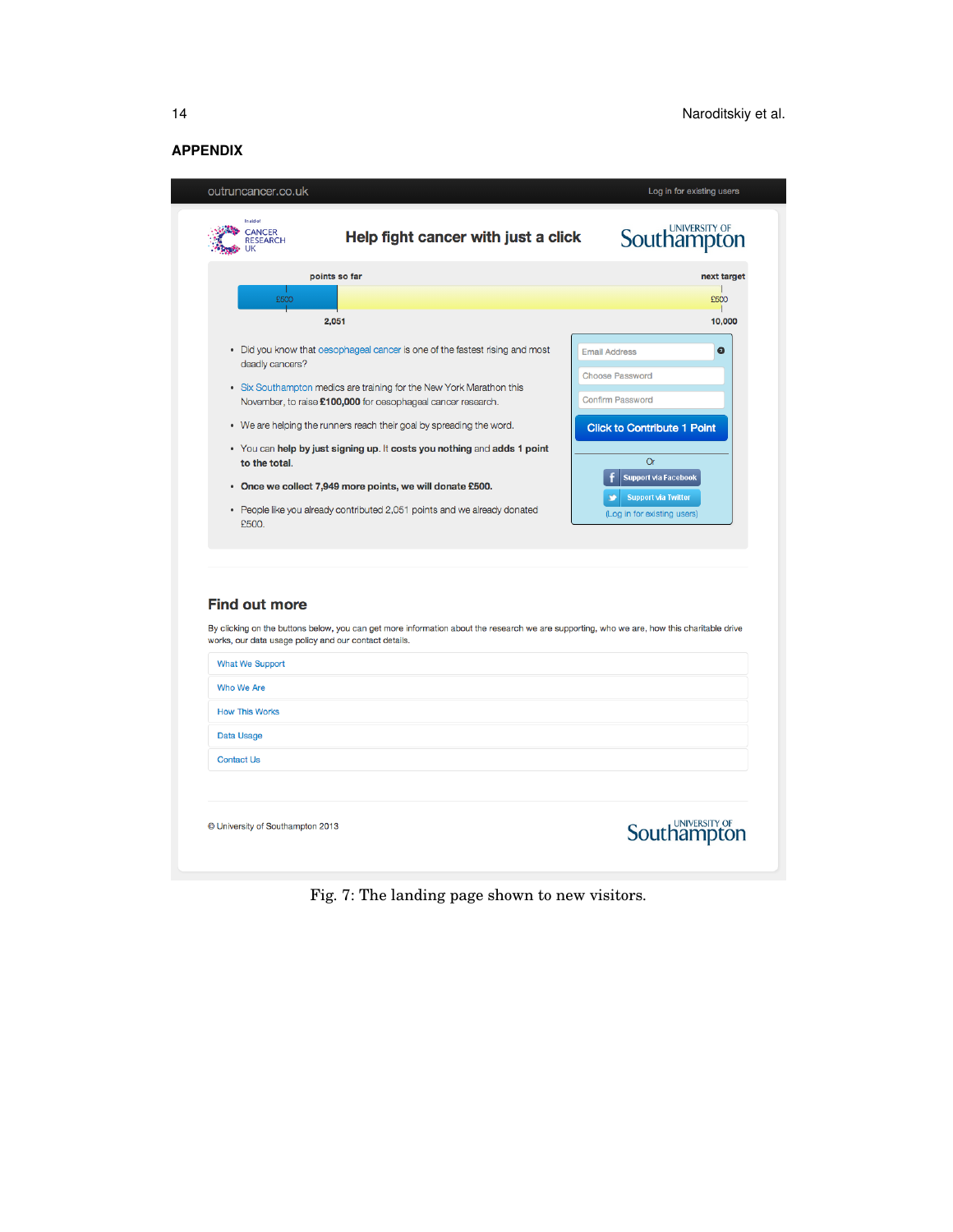## APPENDIX

Fig. 7: The landing page shown to new visitors.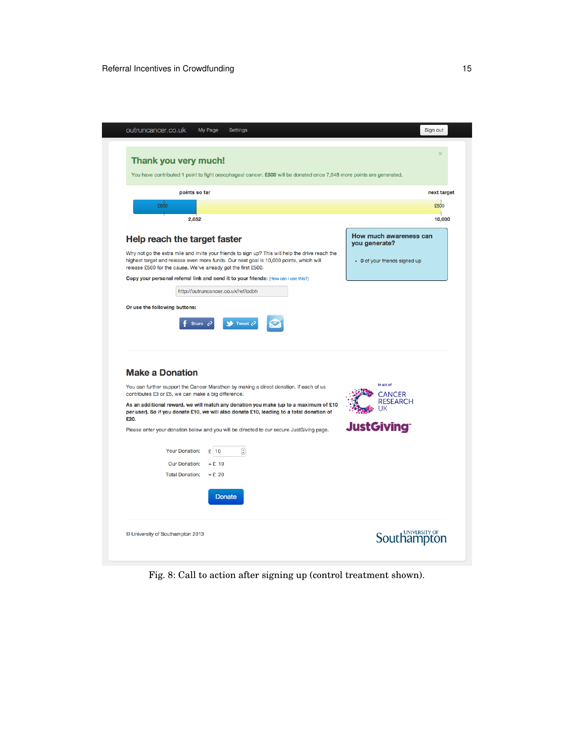outruncancer.co.uk My Page Settings Sign out

## Thank you very much!

You have contributed 1 point to fight oesophageal cancer. **£500** will be donated once 7,948 more points are generated.

points so far | next target

£500 | £500

2,052 | 10,000

### Help reach the target faster

Why not go the extra mile and invite your friends to sign up? This will help the drive reach the highest target and release even more funds. Our next goal is 10,000 points, which will release £500 for the cause. We've already got the first £500.

**Copy your personal referral link and send it to your friends:** (How can I use this?)

http://outruncancer.co.uk/ref/cdbh

**Or use the following buttons:**

Share Tweet

**How much awareness can you generate?**

- 0 of your friends signed up

### Make a Donation

You can further support the Cancer Marathon by making a direct donation. If each of us contributes £3 or £5, we can make a big difference.

**As an additional reward, we will match any donation you make (up to a maximum of £10 per user). So if you donate £10, we will also donate £10, leading to a total donation of £20.**

Please enter your donation below and you will be directed to our secure JustGiving page.

In aid of CANCER RESEARCH UK

JustGiving

Your Donation: £ 10

Our Donation: + £ 10

Total Donation: = £ 20

Donate

© University of Southampton 2013

UNIVERSITY OF Southampton

Fig. 8: Call to action after signing up (control treatment shown).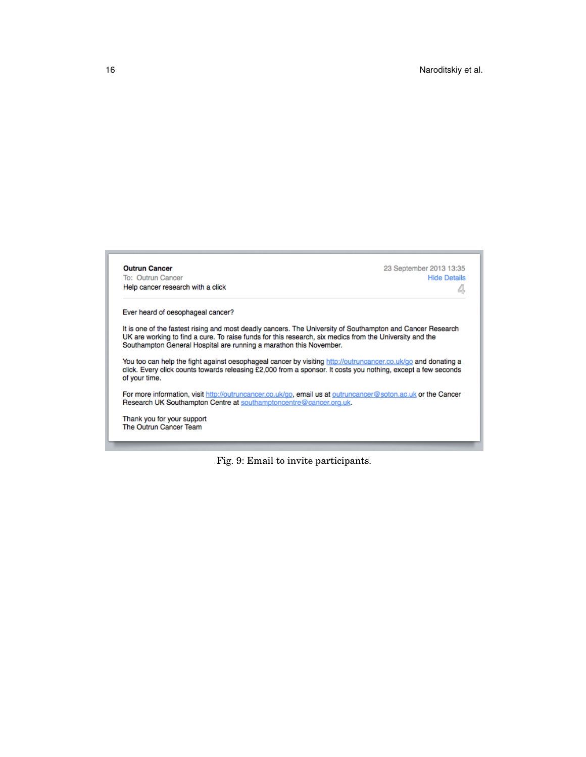**Outrun Cancer**
To: Outrun Cancer
Help cancer research with a click

23 September 2013 13:35
Hide Details

Ever heard of oesophageal cancer?

It is one of the fastest rising and most deadly cancers. The University of Southampton and Cancer Research UK are working to find a cure. To raise funds for this research, six medics from the University and the Southampton General Hospital are running a marathon this November.

You too can help the fight against oesophageal cancer by visiting http://outruncancer.co.uk/go and donating a click. Every click counts towards releasing £2,000 from a sponsor. It costs you nothing, except a few seconds of your time.

For more information, visit http://outruncancer.co.uk/go, email us at outruncancer@soton.ac.uk or the Cancer Research UK Southampton Centre at southamptoncentre@cancer.org.uk.

Thank you for your support
The Outrun Cancer Team

Fig. 9: Email to invite participants.